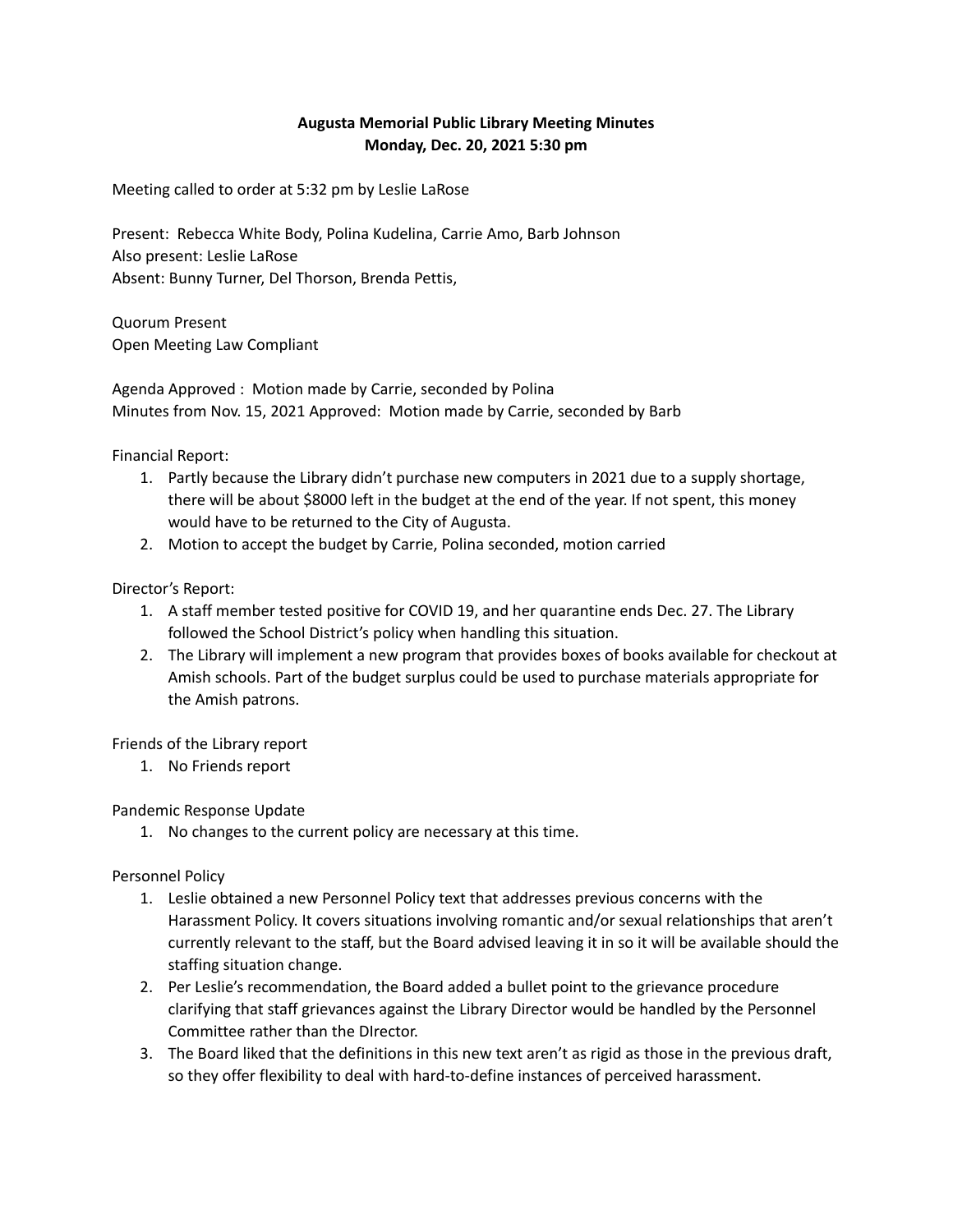**Augusta Memorial Public Library Meeting Minutes**
**Monday, Dec. 20, 2021 5:30 pm**

Meeting called to order at 5:32 pm by Leslie LaRose

Present: Rebecca White Body, Polina Kudelina, Carrie Amo, Barb Johnson
Also present: Leslie LaRose
Absent: Bunny Turner, Del Thorson, Brenda Pettis,

Quorum Present
Open Meeting Law Compliant

Agenda Approved : Motion made by Carrie, seconded by Polina
Minutes from Nov. 15, 2021 Approved: Motion made by Carrie, seconded by Barb

Financial Report:

1. Partly because the Library didn't purchase new computers in 2021 due to a supply shortage, there will be about $8000 left in the budget at the end of the year. If not spent, this money would have to be returned to the City of Augusta.
2. Motion to accept the budget by Carrie, Polina seconded, motion carried

Director's Report:

1. A staff member tested positive for COVID 19, and her quarantine ends Dec. 27. The Library followed the School District's policy when handling this situation.
2. The Library will implement a new program that provides boxes of books available for checkout at Amish schools. Part of the budget surplus could be used to purchase materials appropriate for the Amish patrons.

Friends of the Library report

1. No Friends report

Pandemic Response Update

1. No changes to the current policy are necessary at this time.

Personnel Policy

1. Leslie obtained a new Personnel Policy text that addresses previous concerns with the Harassment Policy. It covers situations involving romantic and/or sexual relationships that aren't currently relevant to the staff, but the Board advised leaving it in so it will be available should the staffing situation change.
2. Per Leslie's recommendation, the Board added a bullet point to the grievance procedure clarifying that staff grievances against the Library Director would be handled by the Personnel Committee rather than the DIrector.
3. The Board liked that the definitions in this new text aren't as rigid as those in the previous draft, so they offer flexibility to deal with hard-to-define instances of perceived harassment.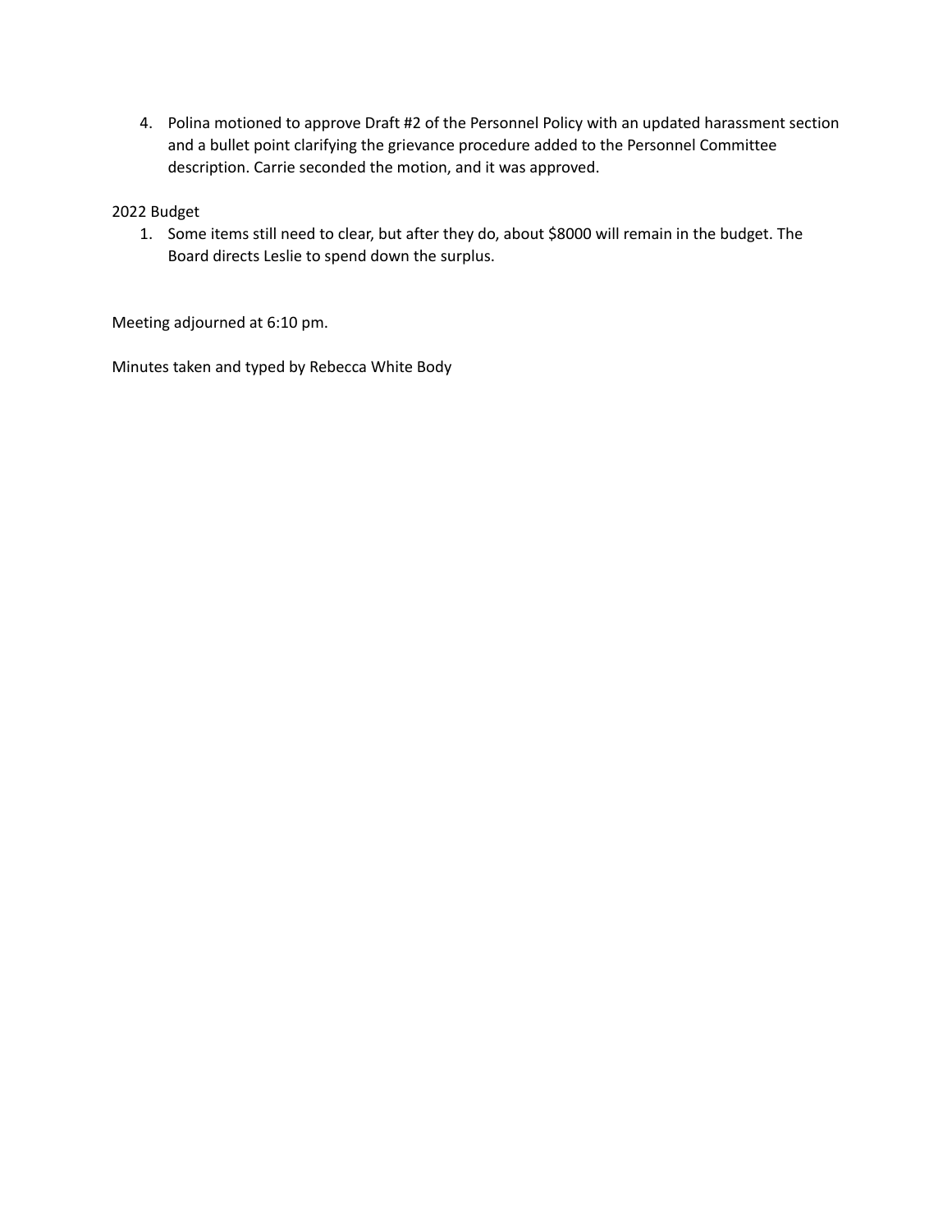4. Polina motioned to approve Draft #2 of the Personnel Policy with an updated harassment section and a bullet point clarifying the grievance procedure added to the Personnel Committee description. Carrie seconded the motion, and it was approved.

2022 Budget

1. Some items still need to clear, but after they do, about $8000 will remain in the budget. The Board directs Leslie to spend down the surplus.

Meeting adjourned at 6:10 pm.

Minutes taken and typed by Rebecca White Body